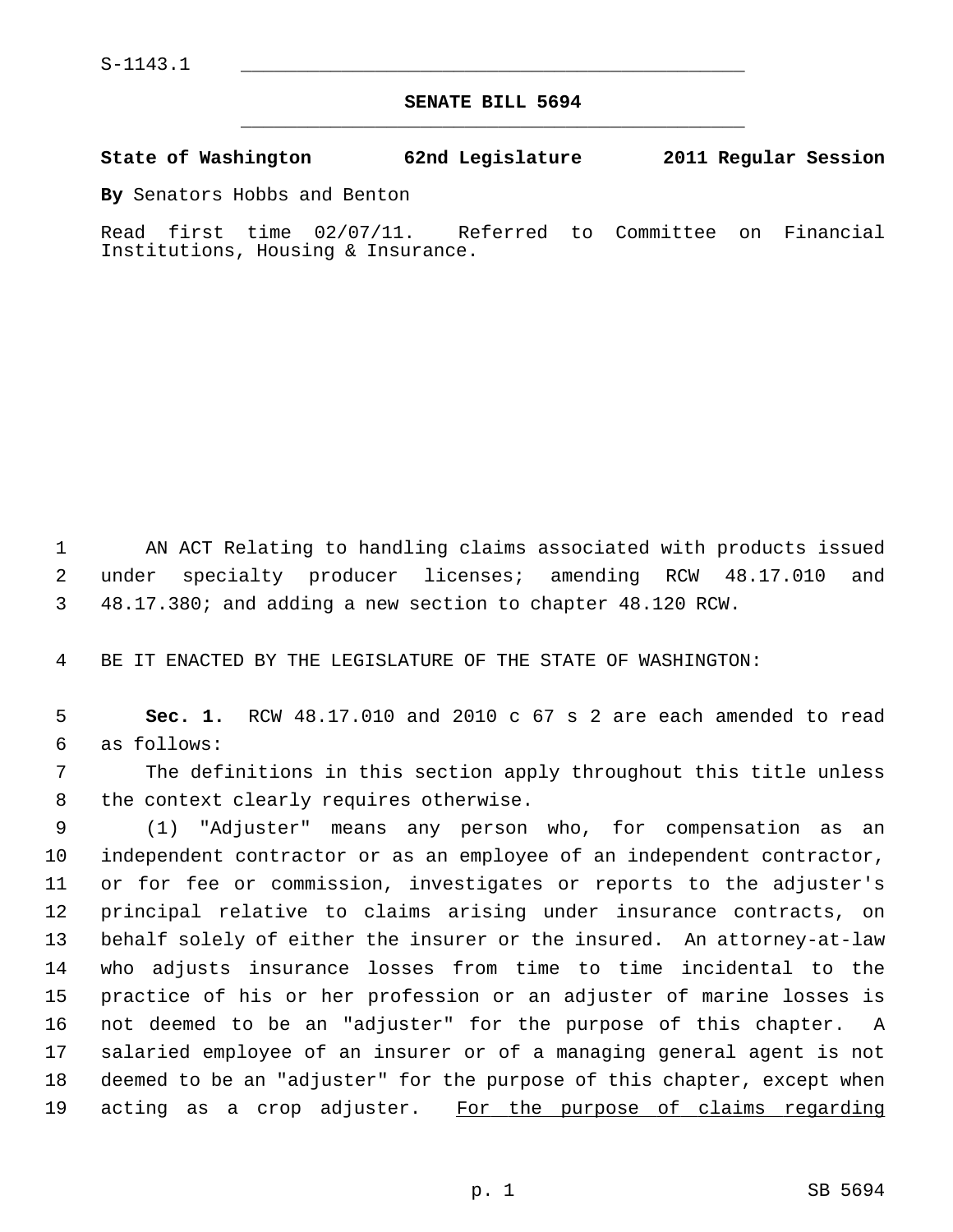S-1143.1

# SENATE BILL 5694

**State of Washington 62nd Legislature 2011 Regular Session**

**By** Senators Hobbs and Benton

Read first time 02/07/11. Referred to Committee on Financial Institutions, Housing & Insurance.

AN ACT Relating to handling claims associated with products issued under specialty producer licenses; amending RCW 48.17.010 and 48.17.380; and adding a new section to chapter 48.120 RCW.

BE IT ENACTED BY THE LEGISLATURE OF THE STATE OF WASHINGTON:

**Sec. 1.** RCW 48.17.010 and 2010 c 67 s 2 are each amended to read as follows:

The definitions in this section apply throughout this title unless the context clearly requires otherwise.

(1) "Adjuster" means any person who, for compensation as an independent contractor or as an employee of an independent contractor, or for fee or commission, investigates or reports to the adjuster's principal relative to claims arising under insurance contracts, on behalf solely of either the insurer or the insured. An attorney-at-law who adjusts insurance losses from time to time incidental to the practice of his or her profession or an adjuster of marine losses is not deemed to be an "adjuster" for the purpose of this chapter. A salaried employee of an insurer or of a managing general agent is not deemed to be an "adjuster" for the purpose of this chapter, except when acting as a crop adjuster. <u>For the purpose of claims regarding</u>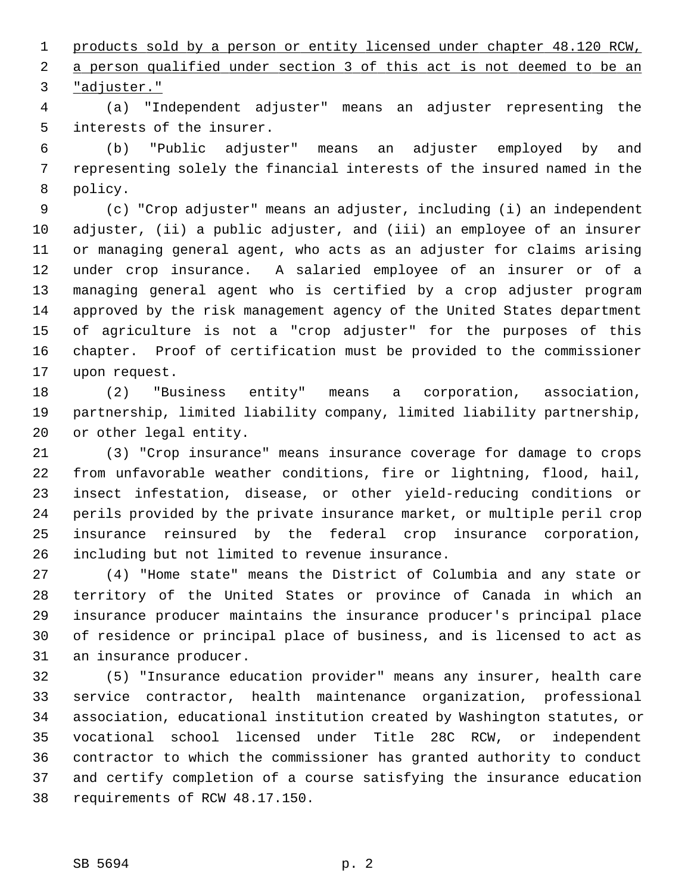products sold by a person or entity licensed under chapter 48.120 RCW, a person qualified under section 3 of this act is not deemed to be an "adjuster."

(a) "Independent adjuster" means an adjuster representing the interests of the insurer.

(b) "Public adjuster" means an adjuster employed by and representing solely the financial interests of the insured named in the policy.

(c) "Crop adjuster" means an adjuster, including (i) an independent adjuster, (ii) a public adjuster, and (iii) an employee of an insurer or managing general agent, who acts as an adjuster for claims arising under crop insurance. A salaried employee of an insurer or of a managing general agent who is certified by a crop adjuster program approved by the risk management agency of the United States department of agriculture is not a "crop adjuster" for the purposes of this chapter. Proof of certification must be provided to the commissioner upon request.

(2) "Business entity" means a corporation, association, partnership, limited liability company, limited liability partnership, or other legal entity.

(3) "Crop insurance" means insurance coverage for damage to crops from unfavorable weather conditions, fire or lightning, flood, hail, insect infestation, disease, or other yield-reducing conditions or perils provided by the private insurance market, or multiple peril crop insurance reinsured by the federal crop insurance corporation, including but not limited to revenue insurance.

(4) "Home state" means the District of Columbia and any state or territory of the United States or province of Canada in which an insurance producer maintains the insurance producer's principal place of residence or principal place of business, and is licensed to act as an insurance producer.

(5) "Insurance education provider" means any insurer, health care service contractor, health maintenance organization, professional association, educational institution created by Washington statutes, or vocational school licensed under Title 28C RCW, or independent contractor to which the commissioner has granted authority to conduct and certify completion of a course satisfying the insurance education requirements of RCW 48.17.150.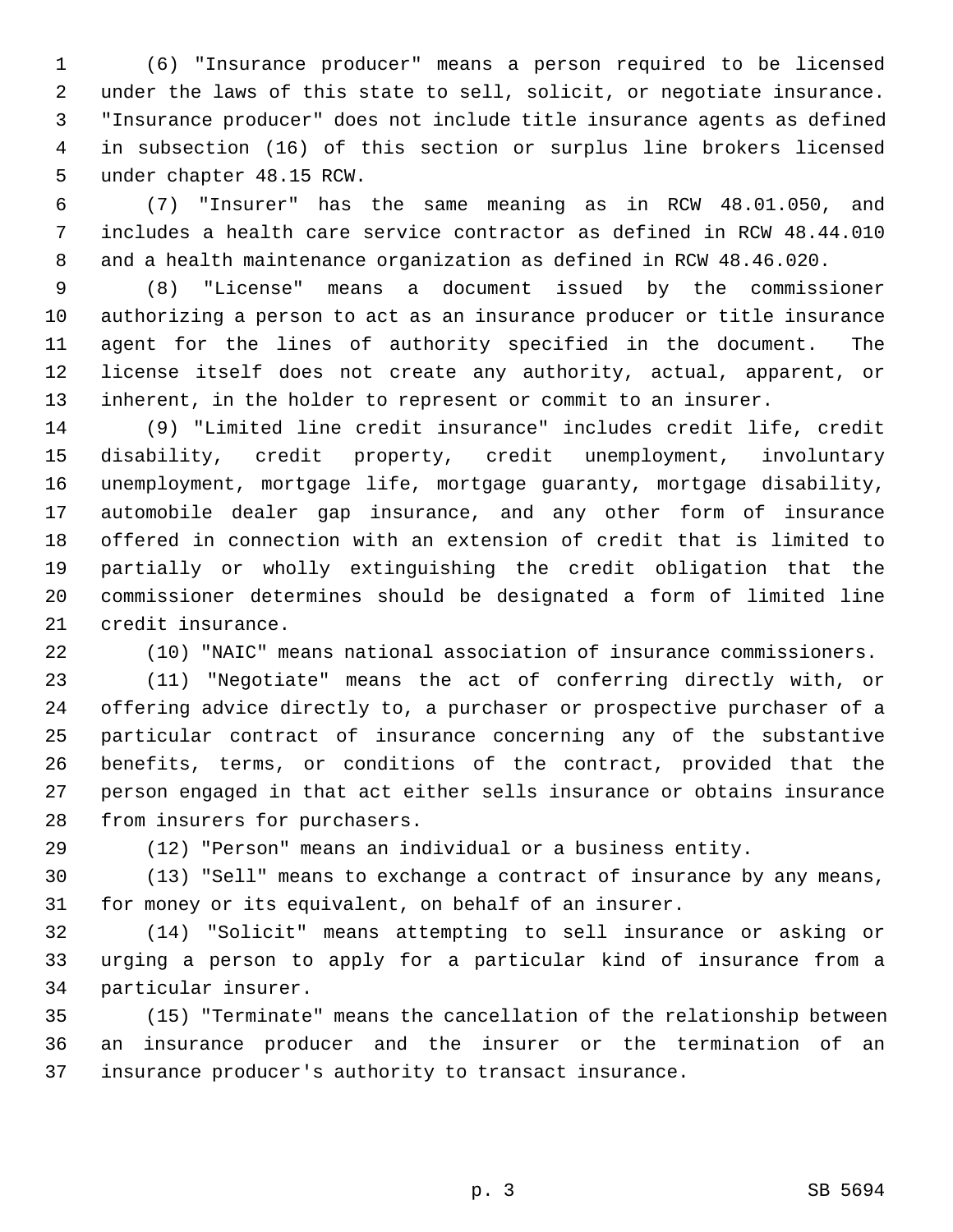(6) "Insurance producer" means a person required to be licensed under the laws of this state to sell, solicit, or negotiate insurance. "Insurance producer" does not include title insurance agents as defined in subsection (16) of this section or surplus line brokers licensed under chapter 48.15 RCW.

(7) "Insurer" has the same meaning as in RCW 48.01.050, and includes a health care service contractor as defined in RCW 48.44.010 and a health maintenance organization as defined in RCW 48.46.020.

(8) "License" means a document issued by the commissioner authorizing a person to act as an insurance producer or title insurance agent for the lines of authority specified in the document. The license itself does not create any authority, actual, apparent, or inherent, in the holder to represent or commit to an insurer.

(9) "Limited line credit insurance" includes credit life, credit disability, credit property, credit unemployment, involuntary unemployment, mortgage life, mortgage guaranty, mortgage disability, automobile dealer gap insurance, and any other form of insurance offered in connection with an extension of credit that is limited to partially or wholly extinguishing the credit obligation that the commissioner determines should be designated a form of limited line credit insurance.

(10) "NAIC" means national association of insurance commissioners.

(11) "Negotiate" means the act of conferring directly with, or offering advice directly to, a purchaser or prospective purchaser of a particular contract of insurance concerning any of the substantive benefits, terms, or conditions of the contract, provided that the person engaged in that act either sells insurance or obtains insurance from insurers for purchasers.

(12) "Person" means an individual or a business entity.

(13) "Sell" means to exchange a contract of insurance by any means, for money or its equivalent, on behalf of an insurer.

(14) "Solicit" means attempting to sell insurance or asking or urging a person to apply for a particular kind of insurance from a particular insurer.

(15) "Terminate" means the cancellation of the relationship between an insurance producer and the insurer or the termination of an insurance producer's authority to transact insurance.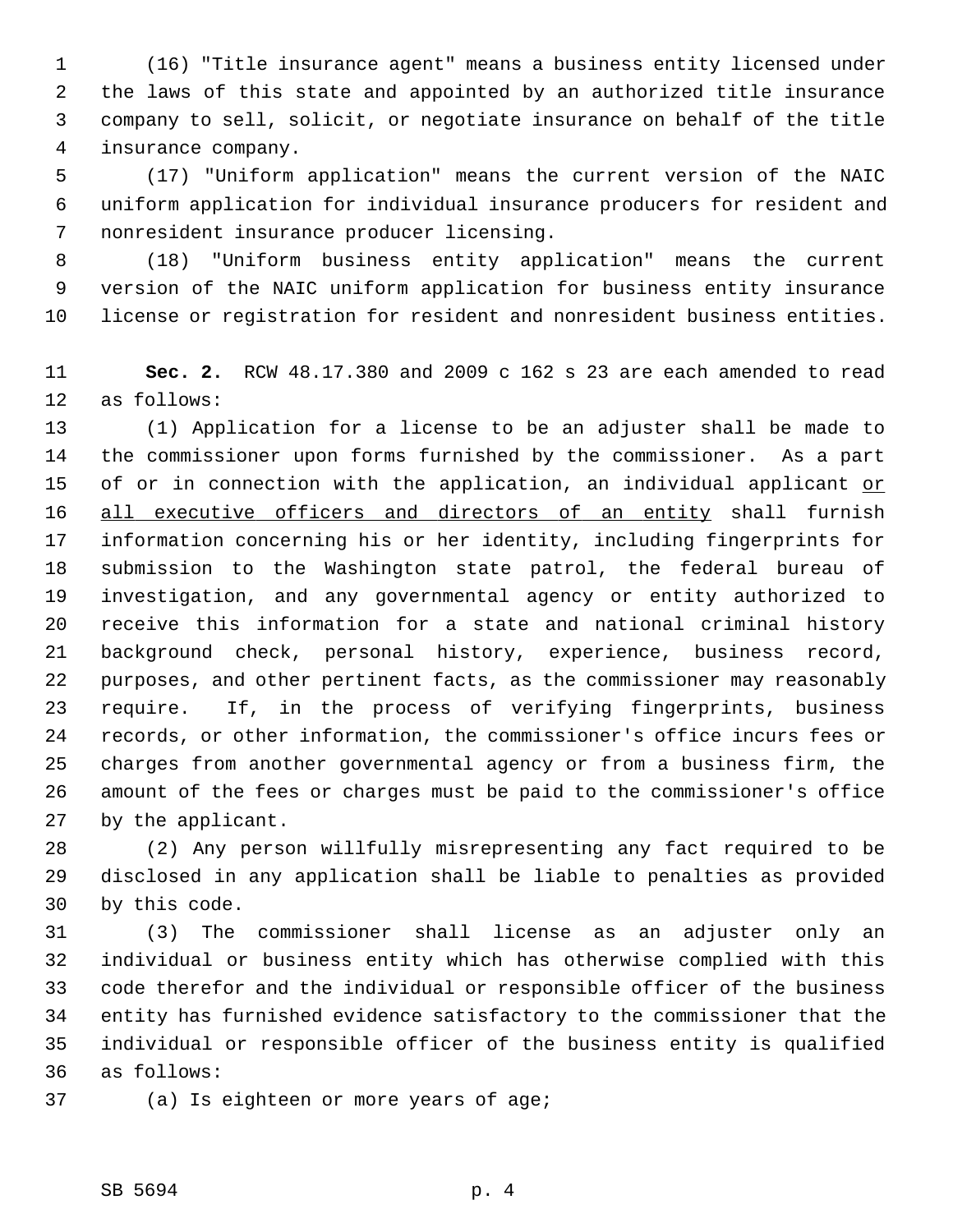(16) "Title insurance agent" means a business entity licensed under the laws of this state and appointed by an authorized title insurance company to sell, solicit, or negotiate insurance on behalf of the title insurance company.

(17) "Uniform application" means the current version of the NAIC uniform application for individual insurance producers for resident and nonresident insurance producer licensing.

(18) "Uniform business entity application" means the current version of the NAIC uniform application for business entity insurance license or registration for resident and nonresident business entities.

**Sec. 2.** RCW 48.17.380 and 2009 c 162 s 23 are each amended to read as follows:

(1) Application for a license to be an adjuster shall be made to the commissioner upon forms furnished by the commissioner. As a part of or in connection with the application, an individual applicant <u>or all executive officers and directors of an entity</u> shall furnish information concerning his or her identity, including fingerprints for submission to the Washington state patrol, the federal bureau of investigation, and any governmental agency or entity authorized to receive this information for a state and national criminal history background check, personal history, experience, business record, purposes, and other pertinent facts, as the commissioner may reasonably require. If, in the process of verifying fingerprints, business records, or other information, the commissioner's office incurs fees or charges from another governmental agency or from a business firm, the amount of the fees or charges must be paid to the commissioner's office by the applicant.

(2) Any person willfully misrepresenting any fact required to be disclosed in any application shall be liable to penalties as provided by this code.

(3) The commissioner shall license as an adjuster only an individual or business entity which has otherwise complied with this code therefor and the individual or responsible officer of the business entity has furnished evidence satisfactory to the commissioner that the individual or responsible officer of the business entity is qualified as follows:

(a) Is eighteen or more years of age;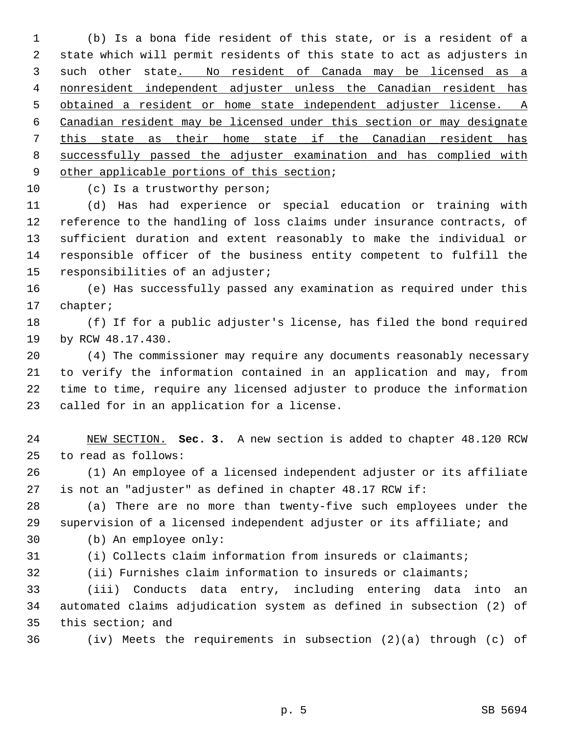(b) Is a bona fide resident of this state, or is a resident of a state which will permit residents of this state to act as adjusters in such other state. No resident of Canada may be licensed as a nonresident independent adjuster unless the Canadian resident has obtained a resident or home state independent adjuster license. A Canadian resident may be licensed under this section or may designate this state as their home state if the Canadian resident has successfully passed the adjuster examination and has complied with other applicable portions of this section;

(c) Is a trustworthy person;

(d) Has had experience or special education or training with reference to the handling of loss claims under insurance contracts, of sufficient duration and extent reasonably to make the individual or responsible officer of the business entity competent to fulfill the responsibilities of an adjuster;

(e) Has successfully passed any examination as required under this chapter;

(f) If for a public adjuster's license, has filed the bond required by RCW 48.17.430.

(4) The commissioner may require any documents reasonably necessary to verify the information contained in an application and may, from time to time, require any licensed adjuster to produce the information called for in an application for a license.

NEW SECTION. **Sec. 3.** A new section is added to chapter 48.120 RCW to read as follows:

(1) An employee of a licensed independent adjuster or its affiliate is not an "adjuster" as defined in chapter 48.17 RCW if:

(a) There are no more than twenty-five such employees under the supervision of a licensed independent adjuster or its affiliate; and

(b) An employee only:

(i) Collects claim information from insureds or claimants;

(ii) Furnishes claim information to insureds or claimants;

(iii) Conducts data entry, including entering data into an automated claims adjudication system as defined in subsection (2) of this section; and

(iv) Meets the requirements in subsection (2)(a) through (c) of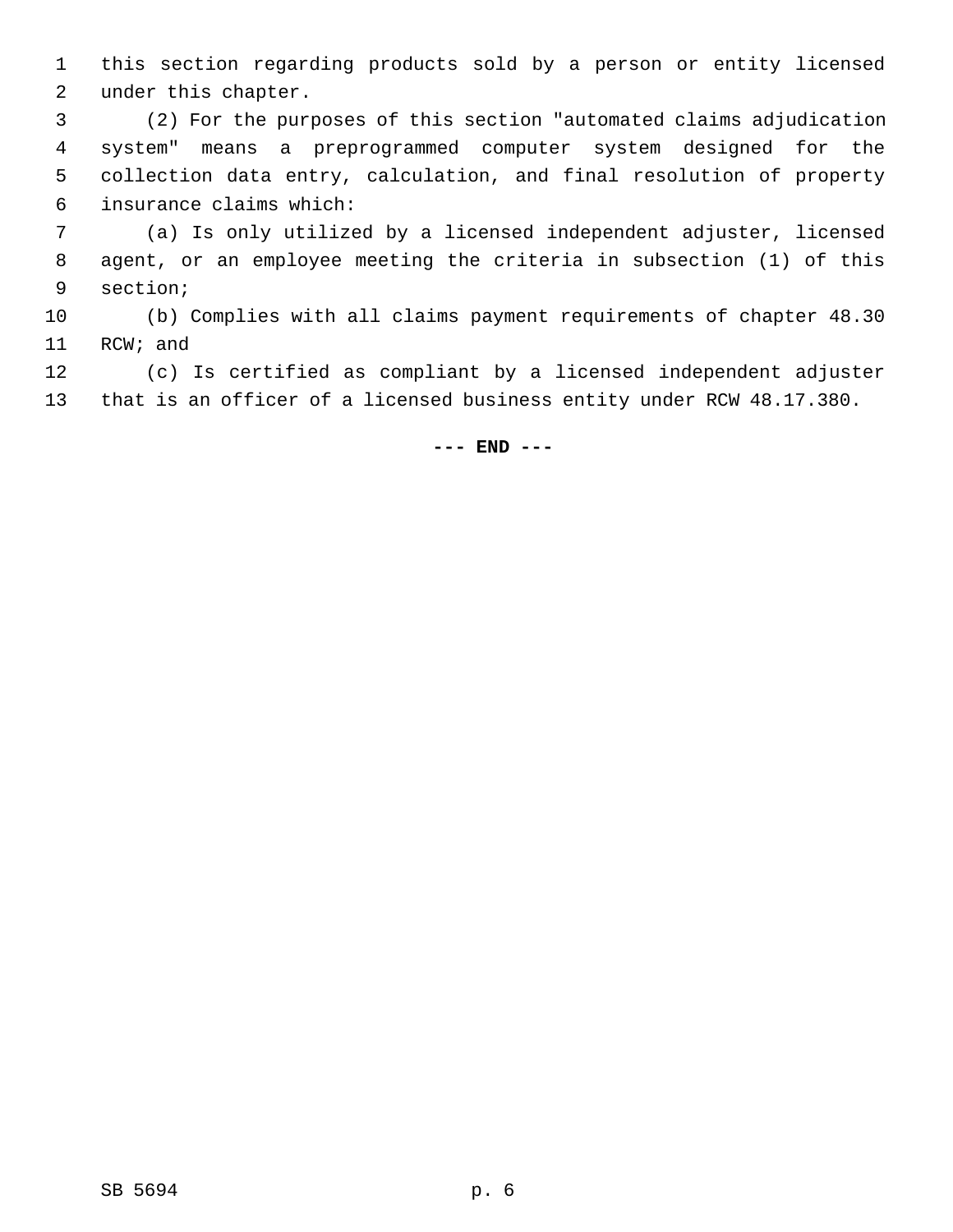this section regarding products sold by a person or entity licensed under this chapter.

(2) For the purposes of this section "automated claims adjudication system" means a preprogrammed computer system designed for the collection data entry, calculation, and final resolution of property insurance claims which:

(a) Is only utilized by a licensed independent adjuster, licensed agent, or an employee meeting the criteria in subsection (1) of this section;

(b) Complies with all claims payment requirements of chapter 48.30 RCW; and

(c) Is certified as compliant by a licensed independent adjuster that is an officer of a licensed business entity under RCW 48.17.380.

**--- END ---**